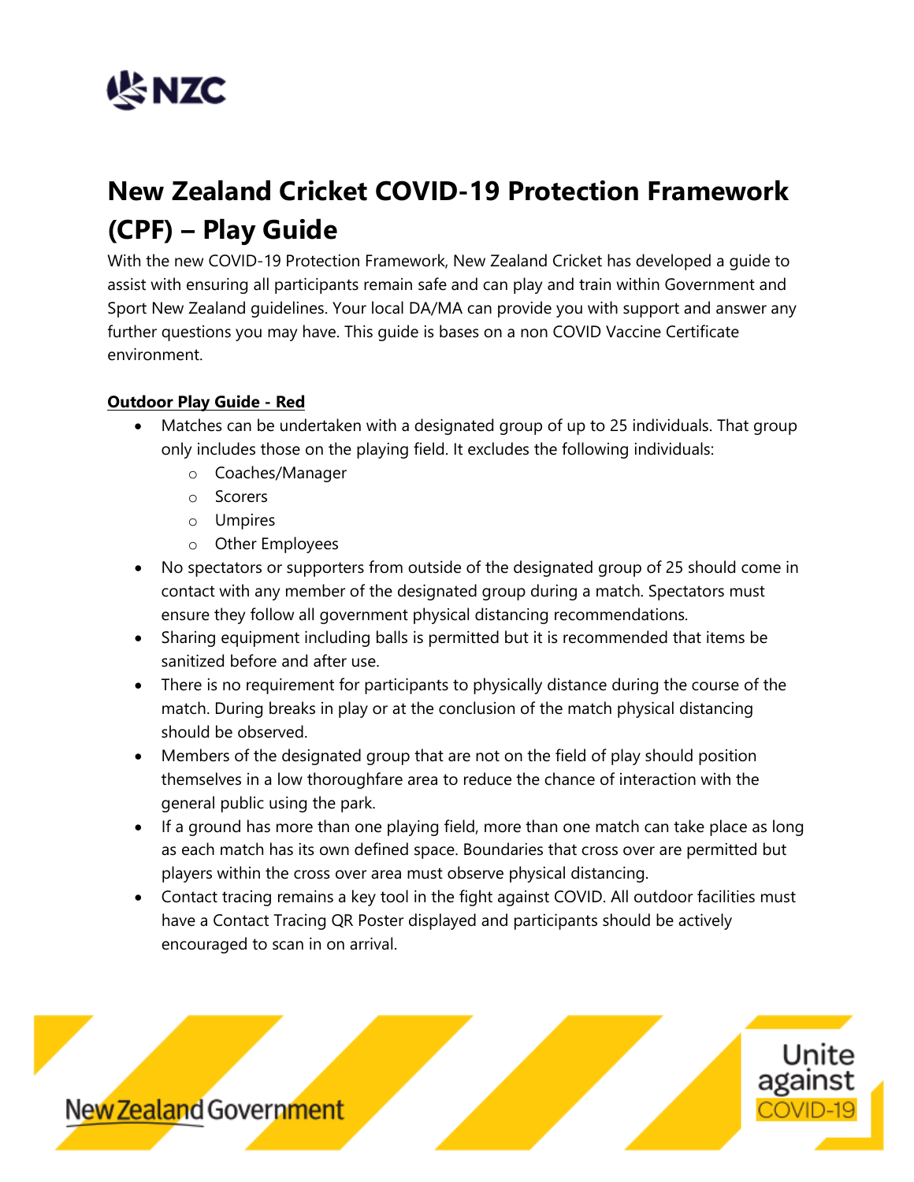# New Zealand Cricket COVID-19 Protection Framework (CPF) – Play Guide

With the new COVID-19 Protection Framework, New Zealand Cricket has developed a guide to assist with ensuring all participants remain safe and can play and train within Government and Sport New Zealand guidelines. Your local DA/MA can provide you with support and answer any further questions you may have. This guide is bases on a non COVID Vaccine Certificate environment.

**Outdoor Play Guide - Red**

- Matches can be undertaken with a designated group of up to 25 individuals. That group only includes those on the playing field. It excludes the following individuals:
  - Coaches/Manager
  - Scorers
  - Umpires
  - Other Employees
- No spectators or supporters from outside of the designated group of 25 should come in contact with any member of the designated group during a match. Spectators must ensure they follow all government physical distancing recommendations.
- Sharing equipment including balls is permitted but it is recommended that items be sanitized before and after use.
- There is no requirement for participants to physically distance during the course of the match. During breaks in play or at the conclusion of the match physical distancing should be observed.
- Members of the designated group that are not on the field of play should position themselves in a low thoroughfare area to reduce the chance of interaction with the general public using the park.
- If a ground has more than one playing field, more than one match can take place as long as each match has its own defined space. Boundaries that cross over are permitted but players within the cross over area must observe physical distancing.
- Contact tracing remains a key tool in the fight against COVID. All outdoor facilities must have a Contact Tracing QR Poster displayed and participants should be actively encouraged to scan in on arrival.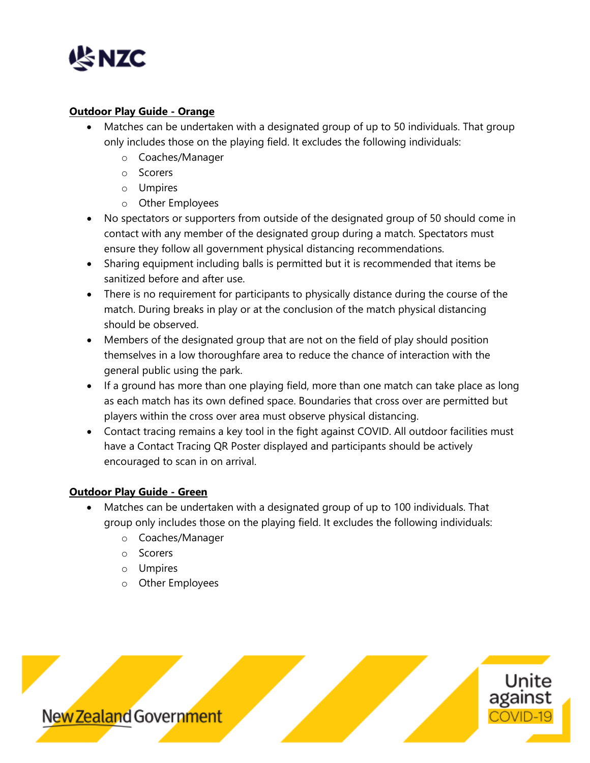**Outdoor Play Guide - Orange**

- Matches can be undertaken with a designated group of up to 50 individuals. That group only includes those on the playing field. It excludes the following individuals:
    - Coaches/Manager
    - Scorers
    - Umpires
    - Other Employees
- No spectators or supporters from outside of the designated group of 50 should come in contact with any member of the designated group during a match. Spectators must ensure they follow all government physical distancing recommendations.
- Sharing equipment including balls is permitted but it is recommended that items be sanitized before and after use.
- There is no requirement for participants to physically distance during the course of the match. During breaks in play or at the conclusion of the match physical distancing should be observed.
- Members of the designated group that are not on the field of play should position themselves in a low thoroughfare area to reduce the chance of interaction with the general public using the park.
- If a ground has more than one playing field, more than one match can take place as long as each match has its own defined space. Boundaries that cross over are permitted but players within the cross over area must observe physical distancing.
- Contact tracing remains a key tool in the fight against COVID. All outdoor facilities must have a Contact Tracing QR Poster displayed and participants should be actively encouraged to scan in on arrival.

**Outdoor Play Guide - Green**

- Matches can be undertaken with a designated group of up to 100 individuals. That group only includes those on the playing field. It excludes the following individuals:
    - Coaches/Manager
    - Scorers
    - Umpires
    - Other Employees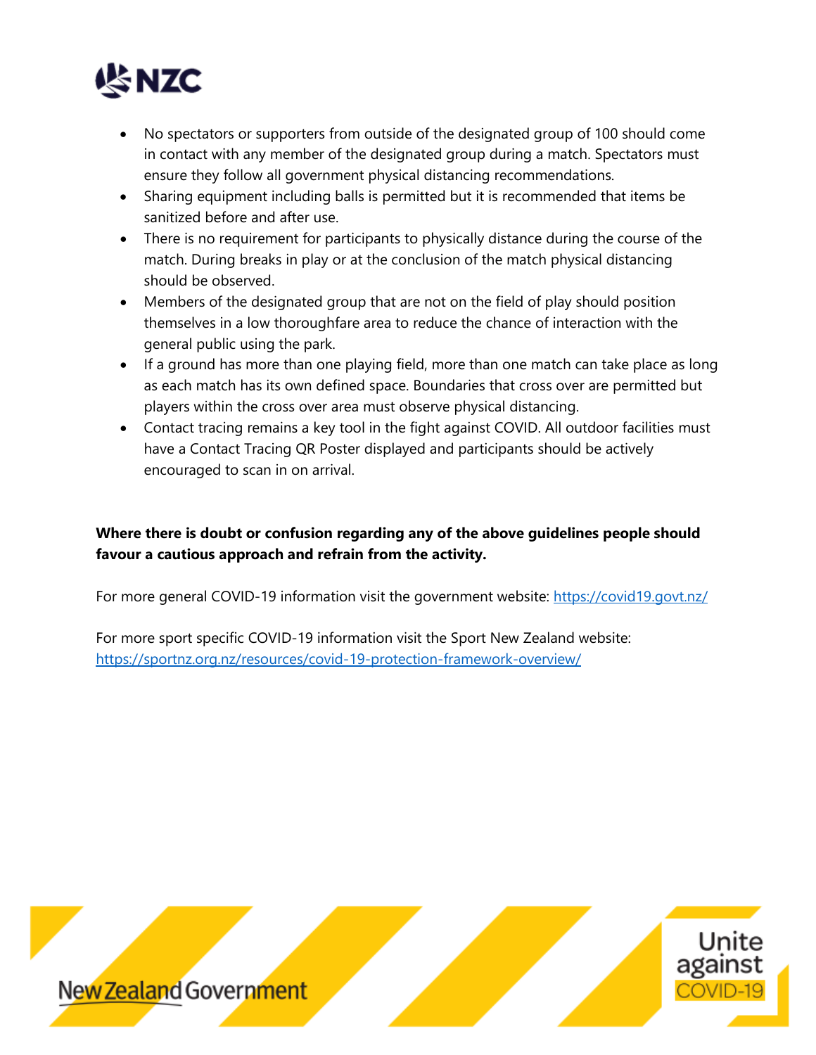- No spectators or supporters from outside of the designated group of 100 should come in contact with any member of the designated group during a match. Spectators must ensure they follow all government physical distancing recommendations.
- Sharing equipment including balls is permitted but it is recommended that items be sanitized before and after use.
- There is no requirement for participants to physically distance during the course of the match. During breaks in play or at the conclusion of the match physical distancing should be observed.
- Members of the designated group that are not on the field of play should position themselves in a low thoroughfare area to reduce the chance of interaction with the general public using the park.
- If a ground has more than one playing field, more than one match can take place as long as each match has its own defined space. Boundaries that cross over are permitted but players within the cross over area must observe physical distancing.
- Contact tracing remains a key tool in the fight against COVID. All outdoor facilities must have a Contact Tracing QR Poster displayed and participants should be actively encouraged to scan in on arrival.

**Where there is doubt or confusion regarding any of the above guidelines people should favour a cautious approach and refrain from the activity.**

For more general COVID-19 information visit the government website: https://covid19.govt.nz/

For more sport specific COVID-19 information visit the Sport New Zealand website: https://sportnz.org.nz/resources/covid-19-protection-framework-overview/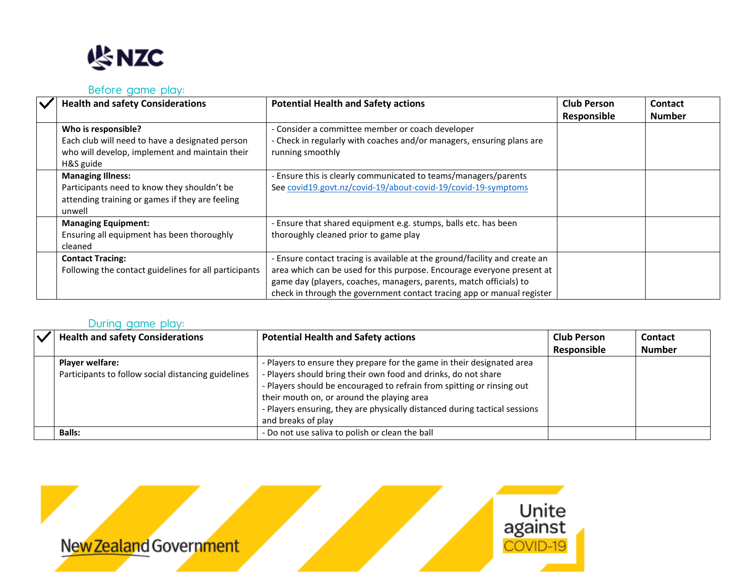## Before game play:

| ✓ | Health and safety Considerations | Potential Health and Safety actions | Club Person Responsible | Contact Number |
|---|---|---|---|---|
| | **Who is responsible?** Each club will need to have a designated person who will develop, implement and maintain their H&S guide | - Consider a committee member or coach developer<br>- Check in regularly with coaches and/or managers, ensuring plans are running smoothly | | |
| | **Managing Illness:** Participants need to know they shouldn't be attending training or games if they are feeling unwell | - Ensure this is clearly communicated to teams/managers/parents<br>See covid19.govt.nz/covid-19/about-covid-19/covid-19-symptoms | | |
| | **Managing Equipment:** Ensuring all equipment has been thoroughly cleaned | - Ensure that shared equipment e.g. stumps, balls etc. has been thoroughly cleaned prior to game play | | |
| | **Contact Tracing:** Following the contact guidelines for all participants | - Ensure contact tracing is available at the ground/facility and create an area which can be used for this purpose. Encourage everyone present at game day (players, coaches, managers, parents, match officials) to check in through the government contact tracing app or manual register | | |

## During game play:

| ✓ | Health and safety Considerations | Potential Health and Safety actions | Club Person Responsible | Contact Number |
|---|---|---|---|---|
| | **Player welfare:** Participants to follow social distancing guidelines | - Players to ensure they prepare for the game in their designated area<br>- Players should bring their own food and drinks, do not share<br>- Players should be encouraged to refrain from spitting or rinsing out their mouth on, or around the playing area<br>- Players ensuring, they are physically distanced during tactical sessions and breaks of play | | |
| | **Balls:** | - Do not use saliva to polish or clean the ball | | |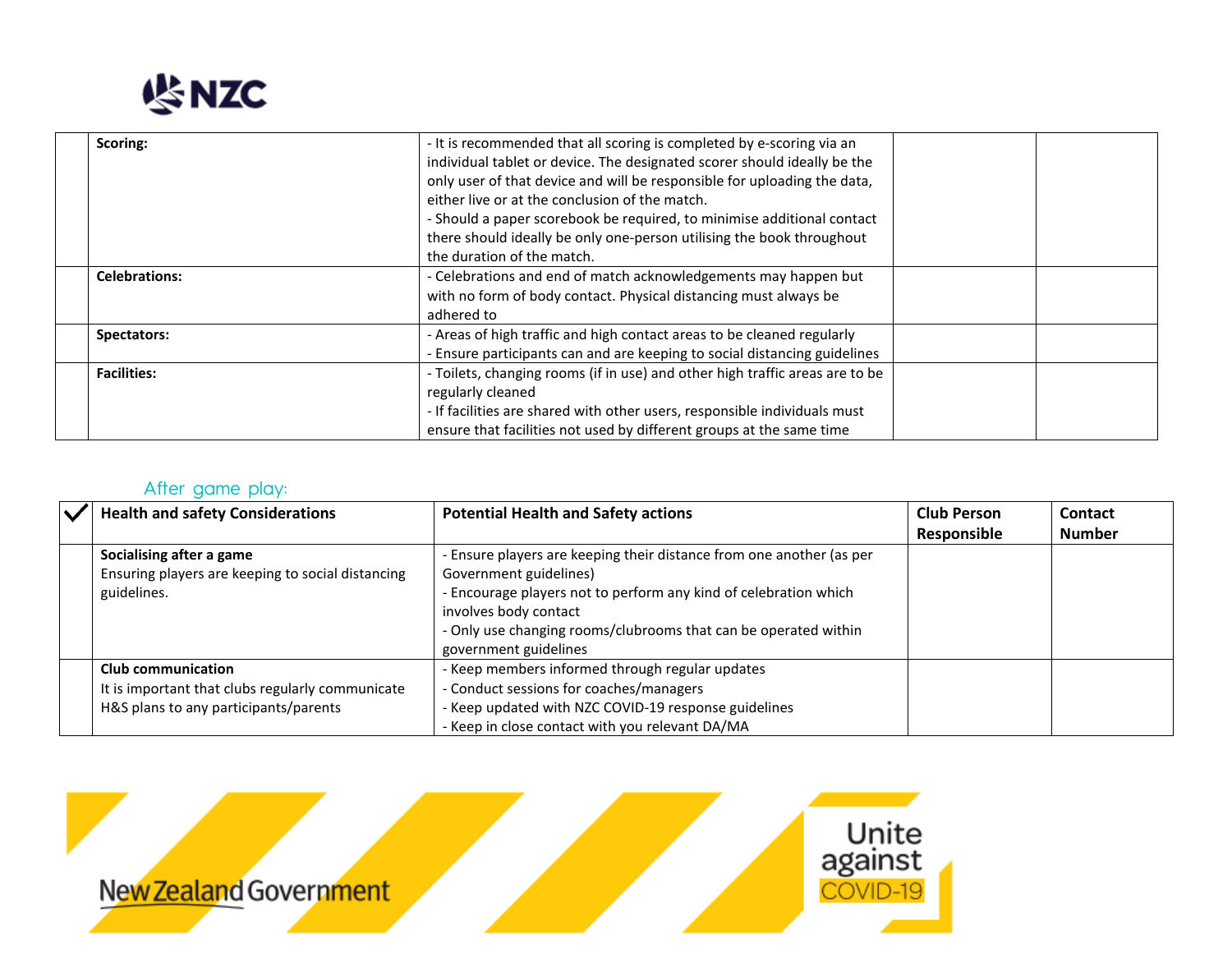| | | | | |
|---|---|---|---|---|
| | **Scoring:** | - It is recommended that all scoring is completed by e-scoring via an individual tablet or device. The designated scorer should ideally be the only user of that device and will be responsible for uploading the data, either live or at the conclusion of the match.<br>- Should a paper scorebook be required, to minimise additional contact there should ideally be only one-person utilising the book throughout the duration of the match. | | |
| | **Celebrations:** | - Celebrations and end of match acknowledgements may happen but with no form of body contact. Physical distancing must always be adhered to | | |
| | **Spectators:** | - Areas of high traffic and high contact areas to be cleaned regularly<br>- Ensure participants can and are keeping to social distancing guidelines | | |
| | **Facilities:** | - Toilets, changing rooms (if in use) and other high traffic areas are to be regularly cleaned<br>- If facilities are shared with other users, responsible individuals must ensure that facilities not used by different groups at the same time | | |

## After game play:

| ✓ | Health and safety Considerations | Potential Health and Safety actions | Club Person Responsible | Contact Number |
|---|---|---|---|---|
| | **Socialising after a game**<br>Ensuring players are keeping to social distancing guidelines. | - Ensure players are keeping their distance from one another (as per Government guidelines)<br>- Encourage players not to perform any kind of celebration which involves body contact<br>- Only use changing rooms/clubrooms that can be operated within government guidelines | | |
| | **Club communication**<br>It is important that clubs regularly communicate H&S plans to any participants/parents | - Keep members informed through regular updates<br>- Conduct sessions for coaches/managers<br>- Keep updated with NZC COVID-19 response guidelines<br>- Keep in close contact with you relevant DA/MA | | |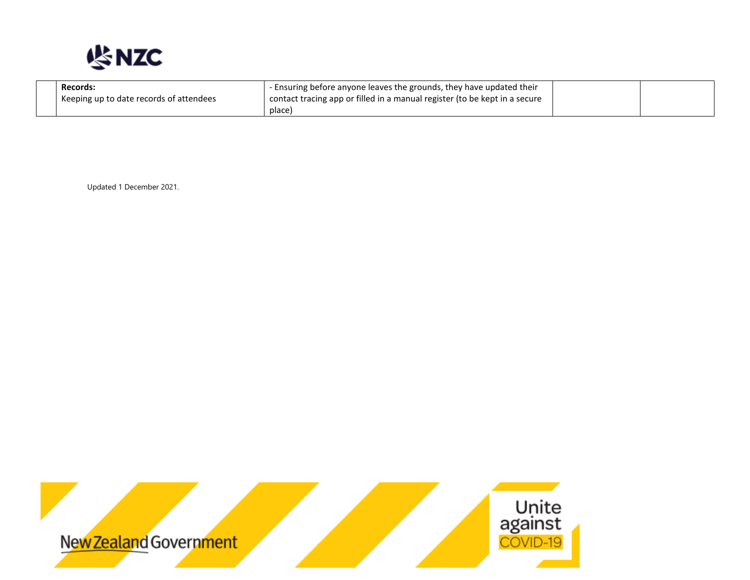| | | | | |
|---|---|---|---|---|
| | **Records:** Keeping up to date records of attendees | - Ensuring before anyone leaves the grounds, they have updated their contact tracing app or filled in a manual register (to be kept in a secure place) | | |

Updated 1 December 2021.